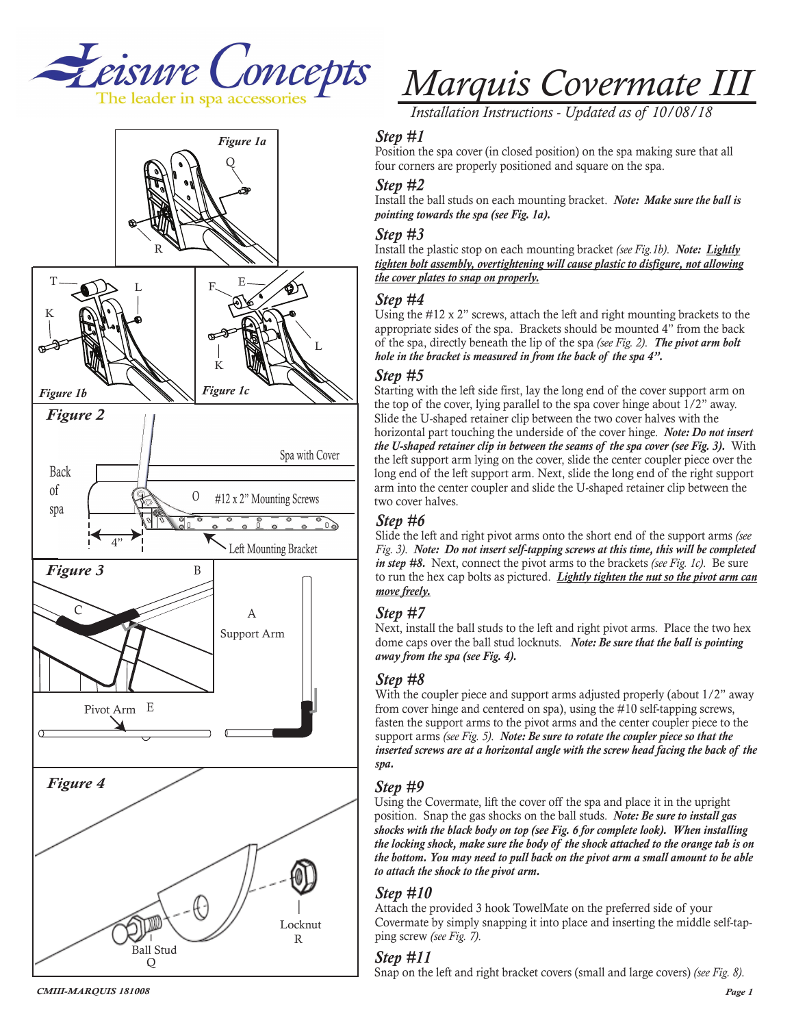# Marquis Covermate III

*Installation Instructions - Updated as of 10/08/18*

Leisure Concepts — The leader in spa accessories

## Step #1

Position the spa cover (in closed position) on the spa making sure that all four corners are properly positioned and square on the spa.

## Step #2

Install the ball studs on each mounting bracket. ***Note: Make sure the ball is pointing towards the spa (see Fig. 1a).***

## Step #3

Install the plastic stop on each mounting bracket *(see Fig.1b)*. ***Note: Lightly tighten bolt assembly, overtightening will cause plastic to disfigure, not allowing the cover plates to snap on properly.***

## Step #4

Using the #12 x 2" screws, attach the left and right mounting brackets to the appropriate sides of the spa. Brackets should be mounted 4" from the back of the spa, directly beneath the lip of the spa *(see Fig. 2)*. ***The pivot arm bolt hole in the bracket is measured in from the back of the spa 4".***

## Step #5

Starting with the left side first, lay the long end of the cover support arm on the top of the cover, lying parallel to the spa cover hinge about 1/2" away. Slide the U-shaped retainer clip between the two cover halves with the horizontal part touching the underside of the cover hinge. ***Note: Do not insert the U-shaped retainer clip in between the seams of the spa cover (see Fig. 3).*** With the left support arm lying on the cover, slide the center coupler piece over the long end of the left support arm. Next, slide the long end of the right support arm into the center coupler and slide the U-shaped retainer clip between the two cover halves.

## Step #6

Slide the left and right pivot arms onto the short end of the support arms *(see Fig. 3)*. ***Note: Do not insert self-tapping screws at this time, this will be completed in step #8.*** Next, connect the pivot arms to the brackets *(see Fig. 1c)*. Be sure to run the hex cap bolts as pictured. ***Lightly tighten the nut so the pivot arm can move freely.***

## Step #7

Next, install the ball studs to the left and right pivot arms. Place the two hex dome caps over the ball stud locknuts. ***Note: Be sure that the ball is pointing away from the spa (see Fig. 4).***

## Step #8

With the coupler piece and support arms adjusted properly (about 1/2" away from cover hinge and centered on spa), using the #10 self-tapping screws, fasten the support arms to the pivot arms and the center coupler piece to the support arms *(see Fig. 5)*. ***Note: Be sure to rotate the coupler piece so that the inserted screws are at a horizontal angle with the screw head facing the back of the spa.***

## Step #9

Using the Covermate, lift the cover off the spa and place it in the upright position. Snap the gas shocks on the ball studs. ***Note: Be sure to install gas shocks with the black body on top (see Fig. 6 for complete look). When installing the locking shock, make sure the body of the shock attached to the orange tab is on the bottom. You may need to pull back on the pivot arm a small amount to be able to attach the shock to the pivot arm.***

## Step #10

Attach the provided 3 hook TowelMate on the preferred side of your Covermate by simply snapping it into place and inserting the middle self-tapping screw *(see Fig. 7)*.

## Step #11

Snap on the left and right bracket covers (small and large covers) *(see Fig. 8)*.

*Figure 1a* — Q, R

*Figure 1b* — T, K, L

*Figure 1c* — F, E, K, L

*Figure 2* — Back of spa; Spa with Cover; #12 x 2" Mounting Screws; Left Mounting Bracket; 4"

*Figure 3* — B, C, A Support Arm, Pivot Arm E

*Figure 4* — Ball Stud Q, Locknut R

CMIII-MARQUIS 181008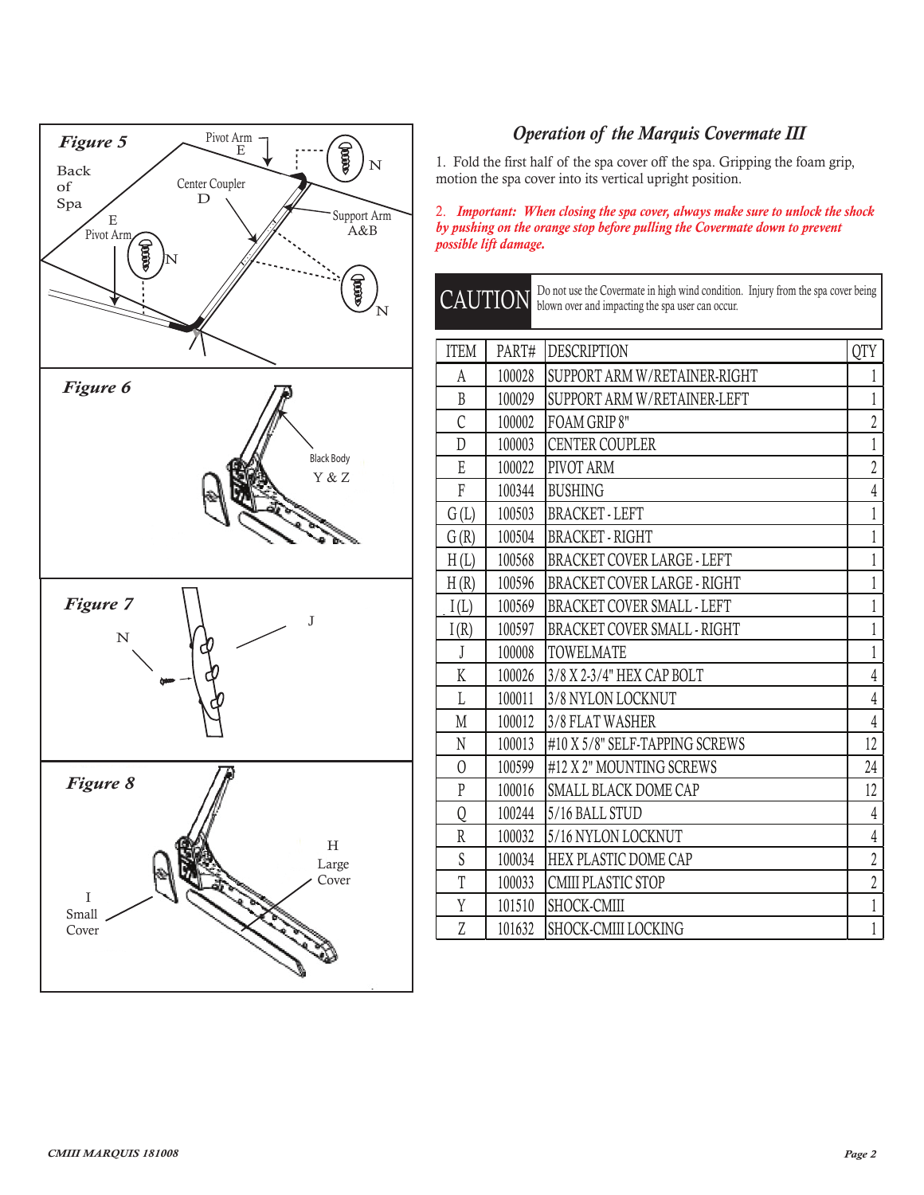**Figure 5**

Back of Spa

Pivot Arm E

Center Coupler D

Support Arm A&B

E Pivot Arm

N

N

N

**Figure 6**

Black Body Y & Z

**Figure 7**

N

J

**Figure 8**

H Large Cover

I Small Cover

## *Operation of the Marquis Covermate III*

1. Fold the first half of the spa cover off the spa. Gripping the foam grip, motion the spa cover into its vertical upright position.

2. ***Important: When closing the spa cover, always make sure to unlock the shock by pushing on the orange stop before pulling the Covermate down to prevent possible lift damage.***

**CAUTION** Do not use the Covermate in high wind condition. Injury from the spa cover being blown over and impacting the spa user can occur.

| ITEM | PART# | DESCRIPTION | QTY |
|---|---|---|---|
| A | 100028 | SUPPORT ARM W/RETAINER-RIGHT | 1 |
| B | 100029 | SUPPORT ARM W/RETAINER-LEFT | 1 |
| C | 100002 | FOAM GRIP 8" | 2 |
| D | 100003 | CENTER COUPLER | 1 |
| E | 100022 | PIVOT ARM | 2 |
| F | 100344 | BUSHING | 4 |
| G (L) | 100503 | BRACKET - LEFT | 1 |
| G (R) | 100504 | BRACKET - RIGHT | 1 |
| H (L) | 100568 | BRACKET COVER LARGE - LEFT | 1 |
| H (R) | 100596 | BRACKET COVER LARGE - RIGHT | 1 |
| I (L) | 100569 | BRACKET COVER SMALL - LEFT | 1 |
| I (R) | 100597 | BRACKET COVER SMALL - RIGHT | 1 |
| J | 100008 | TOWELMATE | 1 |
| K | 100026 | 3/8 X 2-3/4" HEX CAP BOLT | 4 |
| L | 100011 | 3/8 NYLON LOCKNUT | 4 |
| M | 100012 | 3/8 FLAT WASHER | 4 |
| N | 100013 | #10 X 5/8" SELF-TAPPING SCREWS | 12 |
| O | 100599 | #12 X 2" MOUNTING SCREWS | 24 |
| P | 100016 | SMALL BLACK DOME CAP | 12 |
| Q | 100244 | 5/16 BALL STUD | 4 |
| R | 100032 | 5/16 NYLON LOCKNUT | 4 |
| S | 100034 | HEX PLASTIC DOME CAP | 2 |
| T | 100033 | CMIII PLASTIC STOP | 2 |
| Y | 101510 | SHOCK-CMIII | 1 |
| Z | 101632 | SHOCK-CMIII LOCKING | 1 |